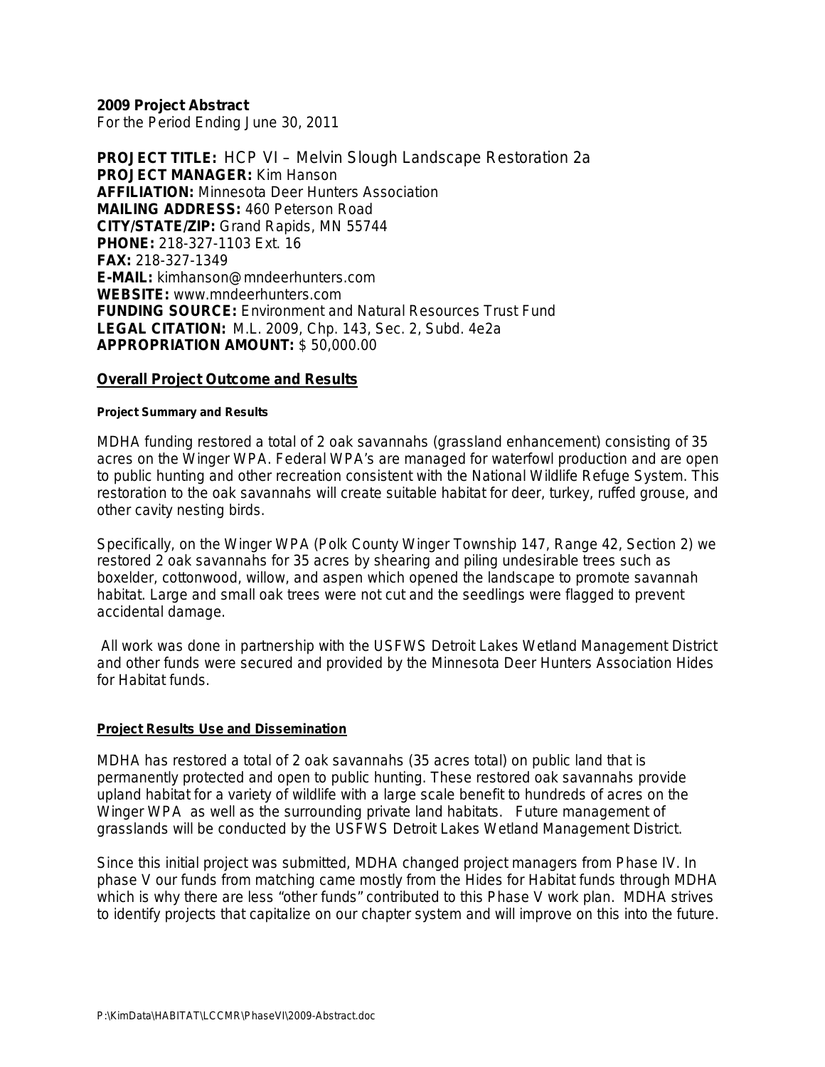**2009 Project Abstract**
For the Period Ending June 30, 2011

**PROJECT TITLE:** HCP VI – Melvin Slough Landscape Restoration 2a
**PROJECT MANAGER:** Kim Hanson
**AFFILIATION:** Minnesota Deer Hunters Association
**MAILING ADDRESS:** 460 Peterson Road
**CITY/STATE/ZIP:** Grand Rapids, MN 55744
**PHONE:** 218-327-1103 Ext. 16
**FAX:** 218-327-1349
**E-MAIL:** kimhanson@mndeerhunters.com
**WEBSITE:** www.mndeerhunters.com
**FUNDING SOURCE:** Environment and Natural Resources Trust Fund
**LEGAL CITATION:** M.L. 2009, Chp. 143, Sec. 2, Subd. 4e2a
**APPROPRIATION AMOUNT:** $ 50,000.00

## Overall Project Outcome and Results

### Project Summary and Results

MDHA funding restored a total of 2 oak savannahs (grassland enhancement) consisting of 35 acres on the Winger WPA. Federal WPA's are managed for waterfowl production and are open to public hunting and other recreation consistent with the National Wildlife Refuge System. This restoration to the oak savannahs will create suitable habitat for deer, turkey, ruffed grouse, and other cavity nesting birds.

Specifically, on the Winger WPA (Polk County Winger Township 147, Range 42, Section 2) we restored 2 oak savannahs for 35 acres by shearing and piling undesirable trees such as boxelder, cottonwood, willow, and aspen which opened the landscape to promote savannah habitat. Large and small oak trees were not cut and the seedlings were flagged to prevent accidental damage.

All work was done in partnership with the USFWS Detroit Lakes Wetland Management District and other funds were secured and provided by the Minnesota Deer Hunters Association Hides for Habitat funds.

## Project Results Use and Dissemination

MDHA has restored a total of 2 oak savannahs (35 acres total) on public land that is permanently protected and open to public hunting. These restored oak savannahs provide upland habitat for a variety of wildlife with a large scale benefit to hundreds of acres on the Winger WPA as well as the surrounding private land habitats. Future management of grasslands will be conducted by the USFWS Detroit Lakes Wetland Management District.

Since this initial project was submitted, MDHA changed project managers from Phase IV. In phase V our funds from matching came mostly from the Hides for Habitat funds through MDHA which is why there are less "other funds" contributed to this Phase V work plan. MDHA strives to identify projects that capitalize on our chapter system and will improve on this into the future.

P:\KimData\HABITAT\LCCMR\PhaseVI\2009-Abstract.doc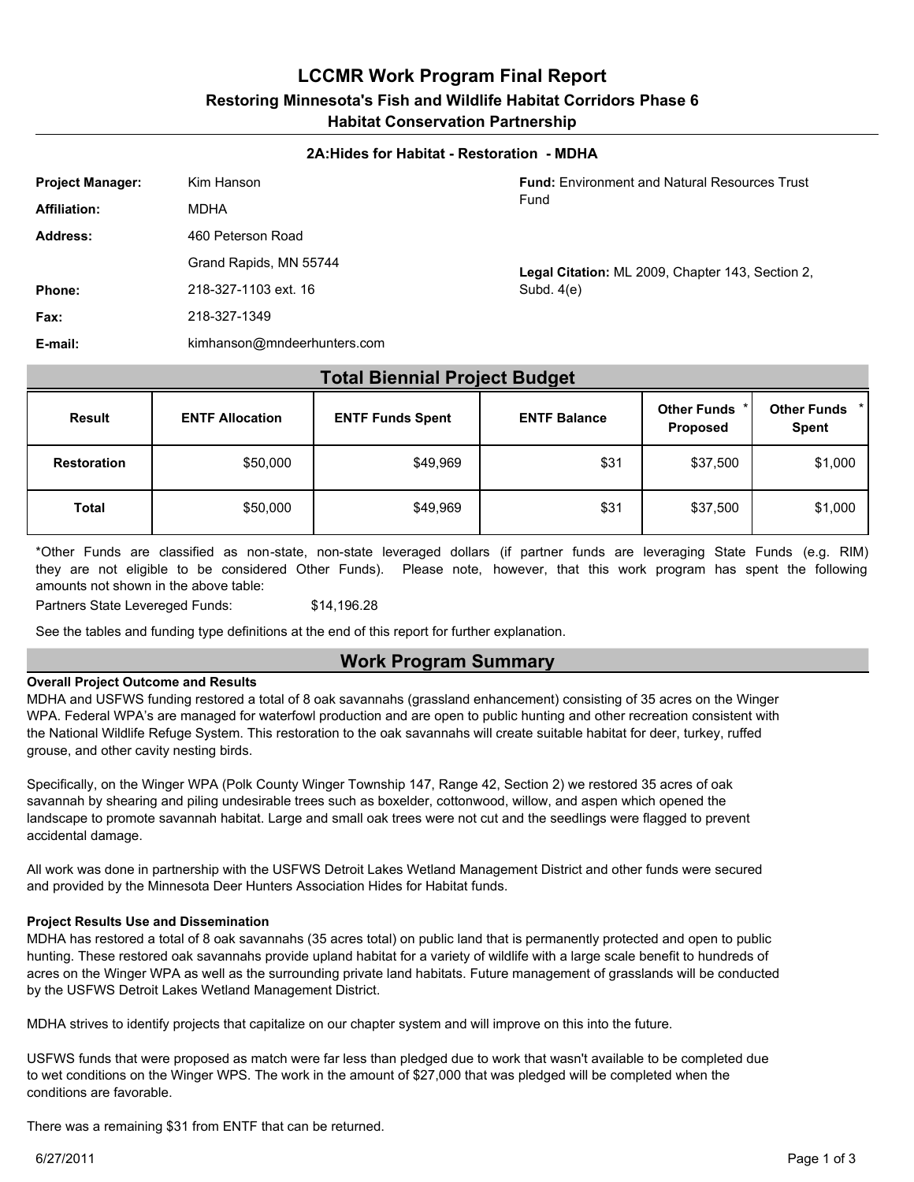# LCCMR Work Program Final Report

## Restoring Minnesota's Fish and Wildlife Habitat Corridors Phase 6

## Habitat Conservation Partnership

### 2A:Hides for Habitat - Restoration - MDHA

**Project Manager:** Kim Hanson

**Affiliation:** MDHA

**Address:** 460 Peterson Road
Grand Rapids, MN 55744

**Phone:** 218-327-1103 ext. 16

**Fax:** 218-327-1349

**E-mail:** kimhanson@mndeerhunters.com

**Fund:** Environment and Natural Resources Trust Fund

**Legal Citation:** ML 2009, Chapter 143, Section 2, Subd. 4(e)

## Total Biennial Project Budget

| Result | ENTF Allocation | ENTF Funds Spent | ENTF Balance | Other Funds * Proposed | Other Funds * Spent |
|---|---|---|---|---|---|
| **Restoration** | $50,000 | $49,969 | $31 | $37,500 | $1,000 |
| **Total** | $50,000 | $49,969 | $31 | $37,500 | $1,000 |

*Other Funds are classified as non-state, non-state leveraged dollars (if partner funds are leveraging State Funds (e.g. RIM) they are not eligible to be considered Other Funds). Please note, however, that this work program has spent the following amounts not shown in the above table:

Partners State Levereged Funds: $14,196.28

See the tables and funding type definitions at the end of this report for further explanation.

## Work Program Summary

**Overall Project Outcome and Results**

MDHA and USFWS funding restored a total of 8 oak savannahs (grassland enhancement) consisting of 35 acres on the Winger WPA. Federal WPA's are managed for waterfowl production and are open to public hunting and other recreation consistent with the National Wildlife Refuge System. This restoration to the oak savannahs will create suitable habitat for deer, turkey, ruffed grouse, and other cavity nesting birds.

Specifically, on the Winger WPA (Polk County Winger Township 147, Range 42, Section 2) we restored 35 acres of oak savannah by shearing and piling undesirable trees such as boxelder, cottonwood, willow, and aspen which opened the landscape to promote savannah habitat. Large and small oak trees were not cut and the seedlings were flagged to prevent accidental damage.

All work was done in partnership with the USFWS Detroit Lakes Wetland Management District and other funds were secured and provided by the Minnesota Deer Hunters Association Hides for Habitat funds.

**Project Results Use and Dissemination**

MDHA has restored a total of 8 oak savannahs (35 acres total) on public land that is permanently protected and open to public hunting. These restored oak savannahs provide upland habitat for a variety of wildlife with a large scale benefit to hundreds of acres on the Winger WPA as well as the surrounding private land habitats. Future management of grasslands will be conducted by the USFWS Detroit Lakes Wetland Management District.

MDHA strives to identify projects that capitalize on our chapter system and will improve on this into the future.

USFWS funds that were proposed as match were far less than pledged due to work that wasn't available to be completed due to wet conditions on the Winger WPS. The work in the amount of $27,000 that was pledged will be completed when the conditions are favorable.

There was a remaining $31 from ENTF that can be returned.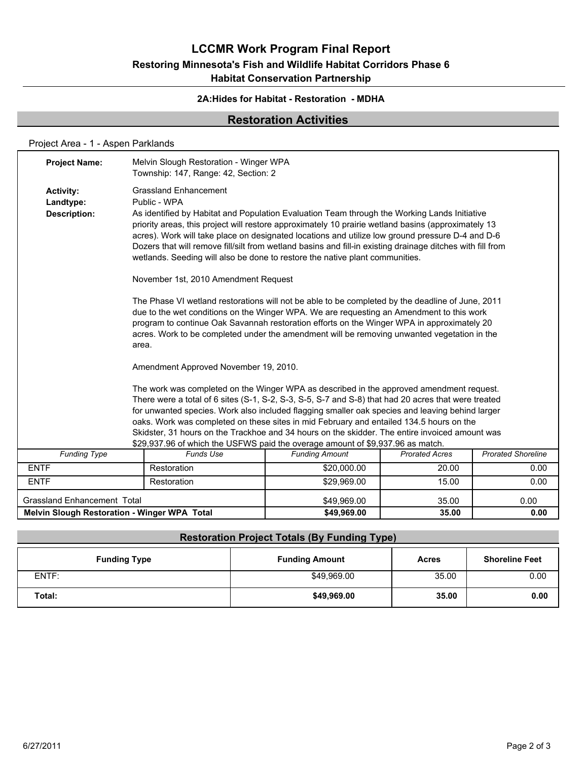# LCCMR Work Program Final Report

## Restoring Minnesota's Fish and Wildlife Habitat Corridors Phase 6

## Habitat Conservation Partnership

### 2A:Hides for Habitat - Restoration - MDHA

## Restoration Activities

Project Area - 1 - Aspen Parklands

**Project Name:** Melvin Slough Restoration - Winger WPA
Township: 147, Range: 42, Section: 2

**Activity:** Grassland Enhancement

**Landtype:** Public - WPA

**Description:** As identified by Habitat and Population Evaluation Team through the Working Lands Initiative priority areas, this project will restore approximately 10 prairie wetland basins (approximately 13 acres). Work will take place on designated locations and utilize low ground pressure D-4 and D-6 Dozers that will remove fill/silt from wetland basins and fill-in existing drainage ditches with fill from wetlands. Seeding will also be done to restore the native plant communities.

November 1st, 2010 Amendment Request

The Phase VI wetland restorations will not be able to be completed by the deadline of June, 2011 due to the wet conditions on the Winger WPA. We are requesting an Amendment to this work program to continue Oak Savannah restoration efforts on the Winger WPA in approximately 20 acres. Work to be completed under the amendment will be removing unwanted vegetation in the area.

Amendment Approved November 19, 2010.

The work was completed on the Winger WPA as described in the approved amendment request. There were a total of 6 sites (S-1, S-2, S-3, S-5, S-7 and S-8) that had 20 acres that were treated for unwanted species. Work also included flagging smaller oak species and leaving behind larger oaks. Work was completed on these sites in mid February and entailed 134.5 hours on the Skidster, 31 hours on the Trackhoe and 34 hours on the skidder. The entire invoiced amount was $29,937.96 of which the USFWS paid the overage amount of $9,937.96 as match.

| *Funding Type* | *Funds Use* | *Funding Amount* | *Prorated Acres* | *Prorated Shoreline* |
|---|---|---|---|---|
| ENTF | Restoration | $20,000.00 | 20.00 | 0.00 |
| ENTF | Restoration | $29,969.00 | 15.00 | 0.00 |
| Grassland Enhancement Total | | $49,969.00 | 35.00 | 0.00 |
| **Melvin Slough Restoration - Winger WPA Total** | | **$49,969.00** | **35.00** | **0.00** |

## Restoration Project Totals (By Funding Type)

| Funding Type | Funding Amount | Acres | Shoreline Feet |
|---|---|---|---|
| ENTF: | $49,969.00 | 35.00 | 0.00 |
| **Total:** | **$49,969.00** | **35.00** | **0.00** |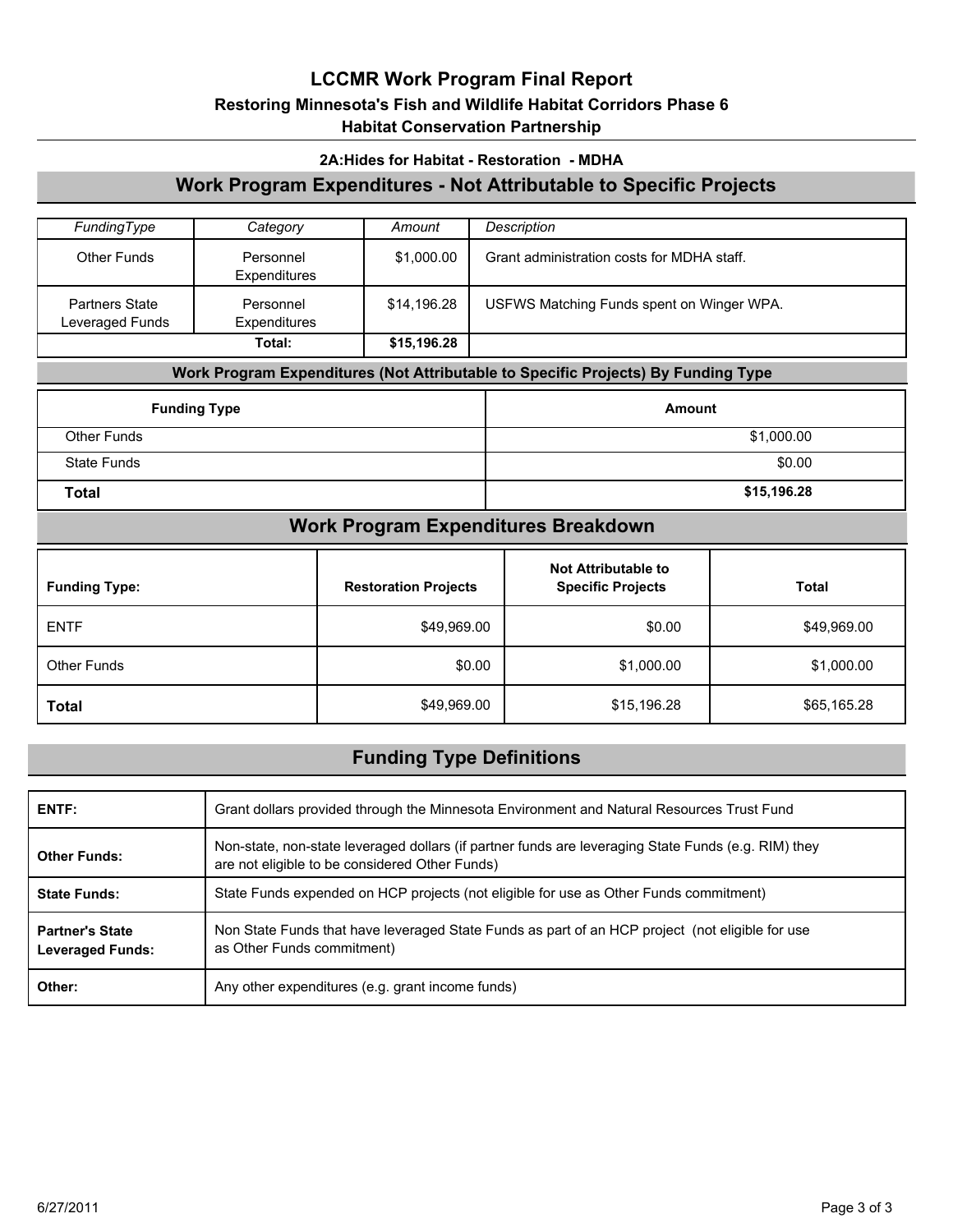# LCCMR Work Program Final Report

## Restoring Minnesota's Fish and Wildlife Habitat Corridors Phase 6

## Habitat Conservation Partnership

### 2A:Hides for Habitat - Restoration - MDHA

## Work Program Expenditures - Not Attributable to Specific Projects

| *FundingType* | *Category* | *Amount* | *Description* |
|---|---|---|---|
| Other Funds | Personnel Expenditures | $1,000.00 | Grant administration costs for MDHA staff. |
| Partners State Leveraged Funds | Personnel Expenditures | $14,196.28 | USFWS Matching Funds spent on Winger WPA. |
| | **Total:** | **$15,196.28** | |

### Work Program Expenditures (Not Attributable to Specific Projects) By Funding Type

| **Funding Type** | **Amount** |
|---|---|
| Other Funds | $1,000.00 |
| State Funds | $0.00 |
| **Total** | **$15,196.28** |

## Work Program Expenditures Breakdown

| **Funding Type:** | **Restoration Projects** | **Not Attributable to Specific Projects** | **Total** |
|---|---|---|---|
| ENTF | $49,969.00 | $0.00 | $49,969.00 |
| Other Funds | $0.00 | $1,000.00 | $1,000.00 |
| **Total** | $49,969.00 | $15,196.28 | $65,165.28 |

## Funding Type Definitions

| | |
|---|---|
| **ENTF:** | Grant dollars provided through the Minnesota Environment and Natural Resources Trust Fund |
| **Other Funds:** | Non-state, non-state leveraged dollars (if partner funds are leveraging State Funds (e.g. RIM) they are not eligible to be considered Other Funds) |
| **State Funds:** | State Funds expended on HCP projects (not eligible for use as Other Funds commitment) |
| **Partner's State Leveraged Funds:** | Non State Funds that have leveraged State Funds as part of an HCP project (not eligible for use as Other Funds commitment) |
| **Other:** | Any other expenditures (e.g. grant income funds) |

6/27/2011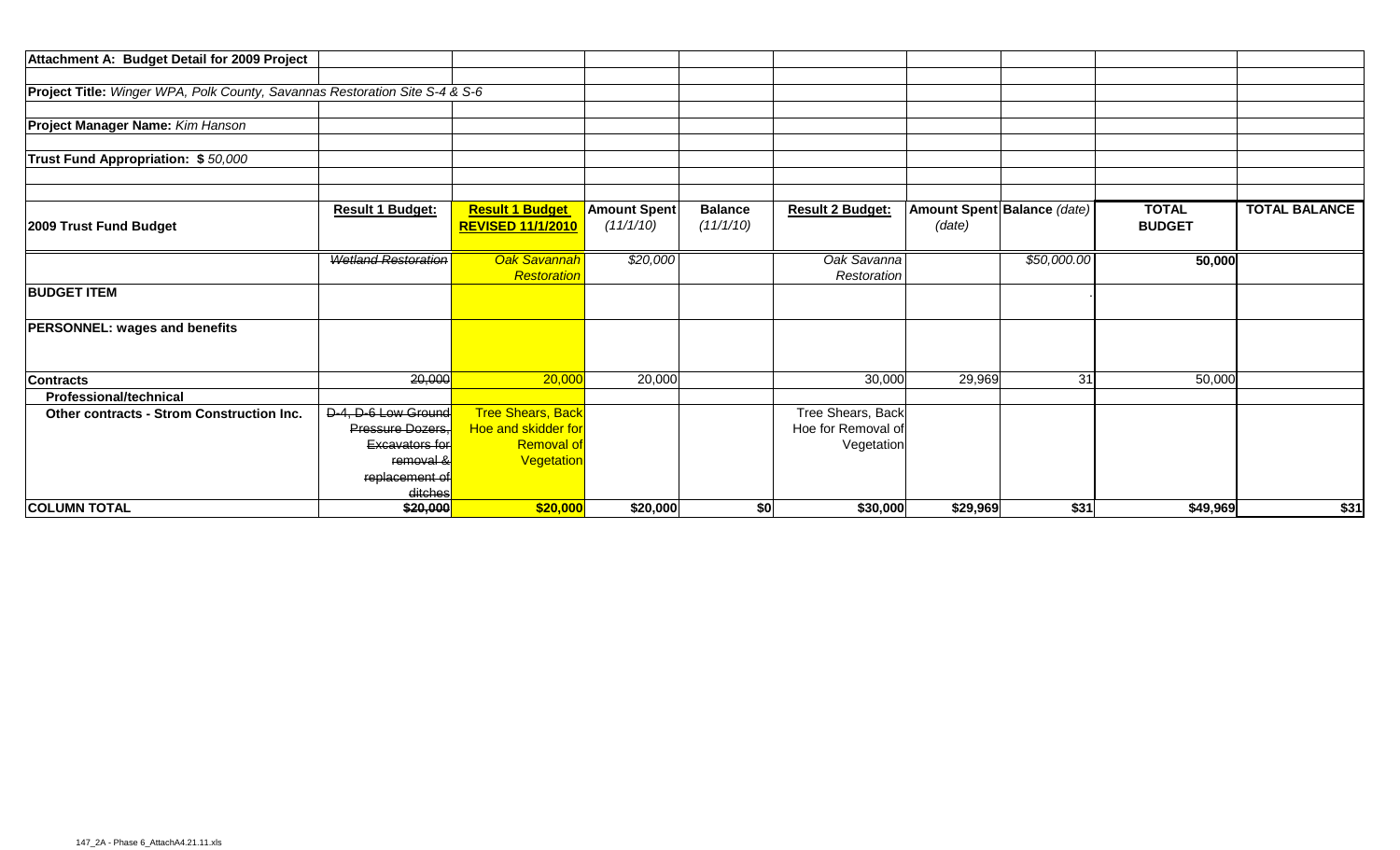**Attachment A: Budget Detail for 2009 Project**

**Project Title:** *Winger WPA, Polk County, Savannas Restoration Site S-4 & S-6*

**Project Manager Name:** *Kim Hanson*

**Trust Fund Appropriation: $** *50,000*

| 2009 Trust Fund Budget | Result 1 Budget: | Result 1 Budget REVISED 11/1/2010 | Amount Spent (11/1/10) | Balance (11/1/10) | Result 2 Budget: | Amount Spent (date) | Balance (date) | TOTAL BUDGET | TOTAL BALANCE |
|---|---|---|---|---|---|---|---|---|---|
| | ~~*Wetland Restoration*~~ | *Oak Savannah Restoration* | *$20,000* | | *Oak Savanna Restoration* | | *$50,000.00* | **50,000** | |
| **BUDGET ITEM** | | | | | | | . | | |
| **PERSONNEL: wages and benefits** | | | | | | | | | |
| **Contracts** | ~~20,000~~ | 20,000 | 20,000 | | 30,000 | 29,969 | 31 | 50,000 | |
| **Professional/technical** | | | | | | | | | |
| **Other contracts - Strom Construction Inc.** | ~~D-4, D-6 Low Ground Pressure Dozers, Excavators for removal & replacement of ditches~~ | Tree Shears, Back Hoe and skidder for Removal of Vegetation | | | Tree Shears, Back Hoe for Removal of Vegetation | | | | |
| **COLUMN TOTAL** | ~~**$20,000**~~ | **$20,000** | **$20,000** | **$0** | **$30,000** | **$29,969** | **$31** | **$49,969** | **$31** |

147_2A - Phase 6_AttachA4.21.11.xls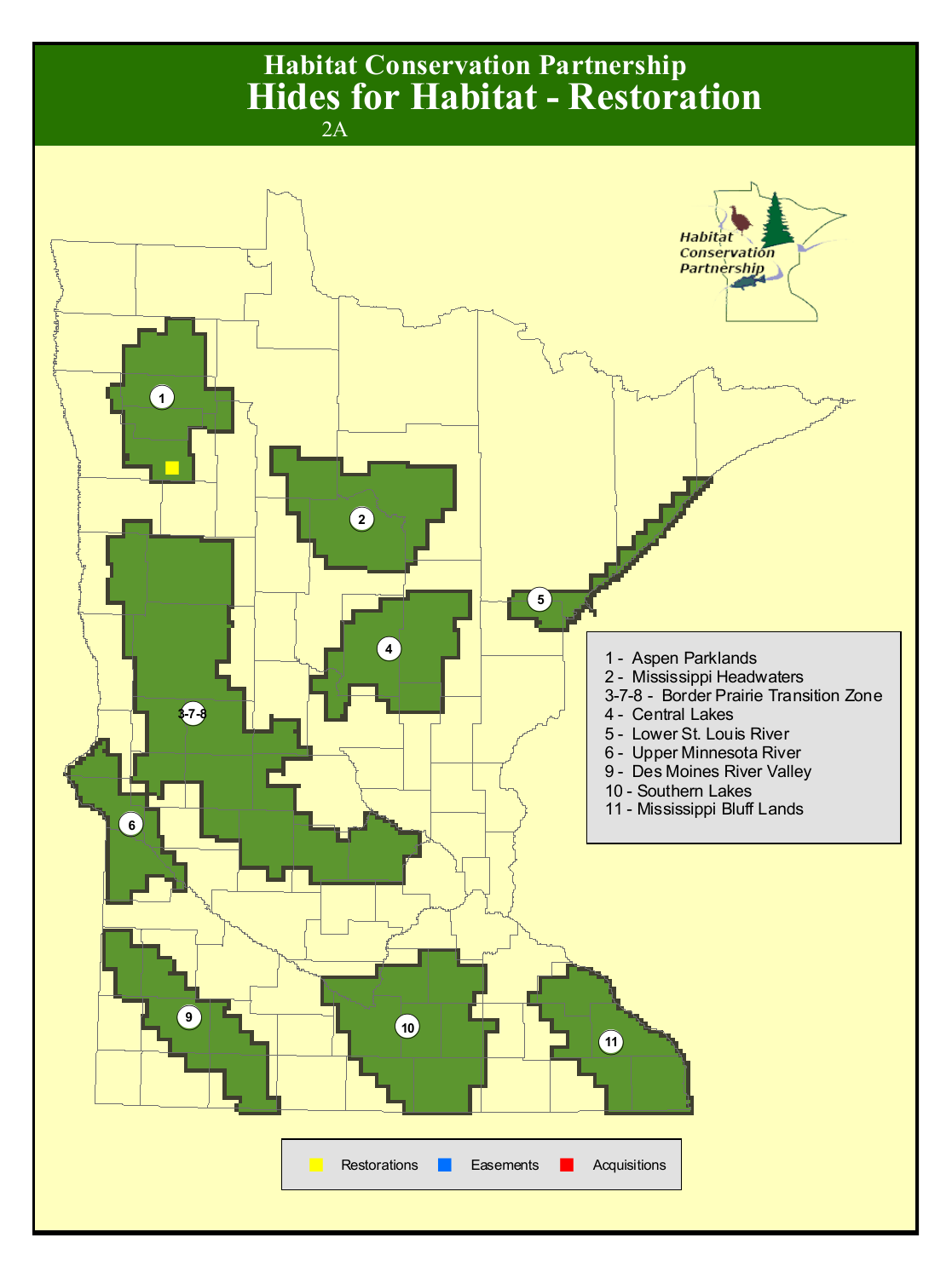# Habitat Conservation Partnership

# Hides for Habitat - Restoration

2A

1 - Aspen Parklands
2 - Mississippi Headwaters
3-7-8 - Border Prairie Transition Zone
4 - Central Lakes
5 - Lower St. Louis River
6 - Upper Minnesota River
9 - Des Moines River Valley
10 - Southern Lakes
11 - Mississippi Bluff Lands

Restorations | Easements | Acquisitions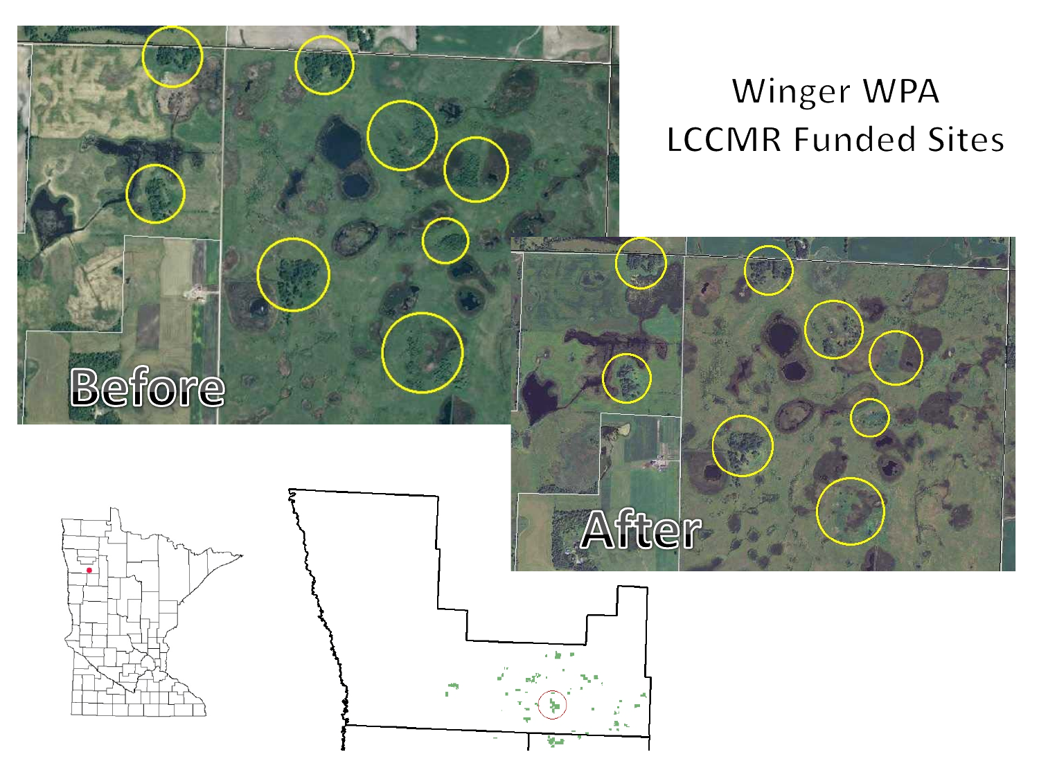# Winger WPA LCCMR Funded Sites

Before

After